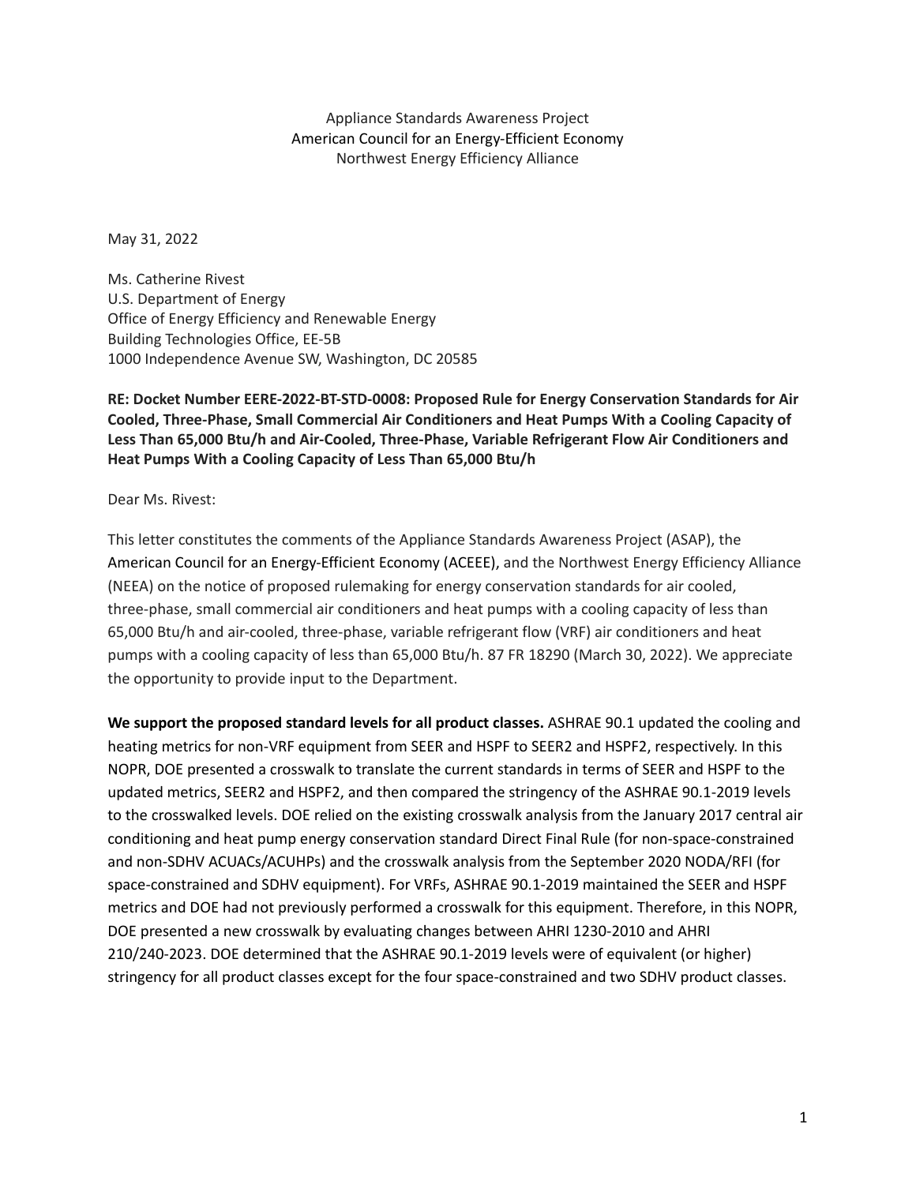Appliance Standards Awareness Project
American Council for an Energy-Efficient Economy
Northwest Energy Efficiency Alliance

May 31, 2022

Ms. Catherine Rivest
U.S. Department of Energy
Office of Energy Efficiency and Renewable Energy
Building Technologies Office, EE-5B
1000 Independence Avenue SW, Washington, DC 20585

**RE: Docket Number EERE-2022-BT-STD-0008: Proposed Rule for Energy Conservation Standards for Air Cooled, Three-Phase, Small Commercial Air Conditioners and Heat Pumps With a Cooling Capacity of Less Than 65,000 Btu/h and Air-Cooled, Three-Phase, Variable Refrigerant Flow Air Conditioners and Heat Pumps With a Cooling Capacity of Less Than 65,000 Btu/h**

Dear Ms. Rivest:

This letter constitutes the comments of the Appliance Standards Awareness Project (ASAP), the American Council for an Energy-Efficient Economy (ACEEE), and the Northwest Energy Efficiency Alliance (NEEA) on the notice of proposed rulemaking for energy conservation standards for air cooled, three-phase, small commercial air conditioners and heat pumps with a cooling capacity of less than 65,000 Btu/h and air-cooled, three-phase, variable refrigerant flow (VRF) air conditioners and heat pumps with a cooling capacity of less than 65,000 Btu/h. 87 FR 18290 (March 30, 2022). We appreciate the opportunity to provide input to the Department.

**We support the proposed standard levels for all product classes.** ASHRAE 90.1 updated the cooling and heating metrics for non-VRF equipment from SEER and HSPF to SEER2 and HSPF2, respectively. In this NOPR, DOE presented a crosswalk to translate the current standards in terms of SEER and HSPF to the updated metrics, SEER2 and HSPF2, and then compared the stringency of the ASHRAE 90.1-2019 levels to the crosswalked levels. DOE relied on the existing crosswalk analysis from the January 2017 central air conditioning and heat pump energy conservation standard Direct Final Rule (for non-space-constrained and non-SDHV ACUACs/ACUHPs) and the crosswalk analysis from the September 2020 NODA/RFI (for space-constrained and SDHV equipment). For VRFs, ASHRAE 90.1-2019 maintained the SEER and HSPF metrics and DOE had not previously performed a crosswalk for this equipment. Therefore, in this NOPR, DOE presented a new crosswalk by evaluating changes between AHRI 1230-2010 and AHRI 210/240-2023. DOE determined that the ASHRAE 90.1-2019 levels were of equivalent (or higher) stringency for all product classes except for the four space-constrained and two SDHV product classes.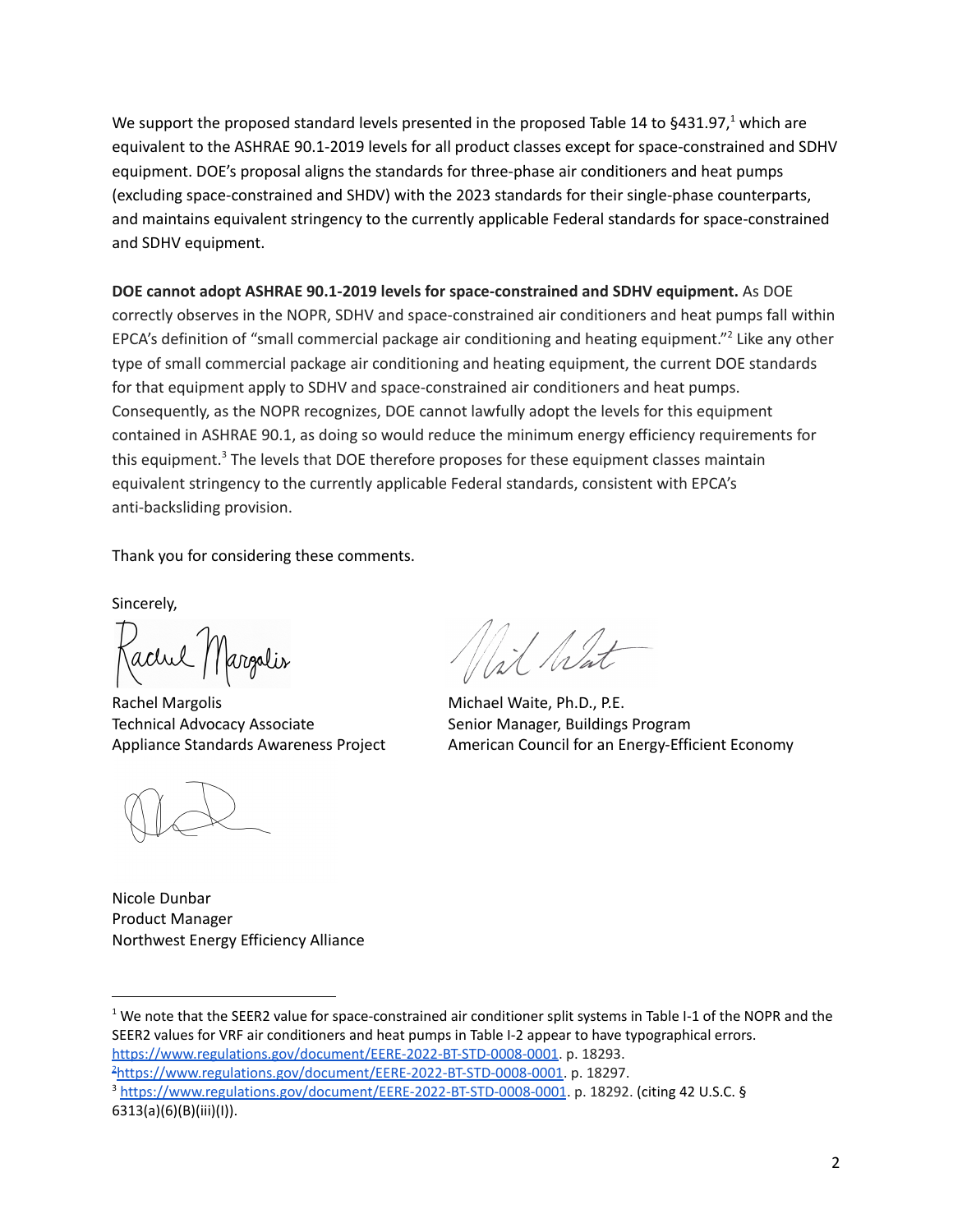We support the proposed standard levels presented in the proposed Table 14 to §431.97,[1] which are equivalent to the ASHRAE 90.1-2019 levels for all product classes except for space-constrained and SDHV equipment. DOE's proposal aligns the standards for three-phase air conditioners and heat pumps (excluding space-constrained and SHDV) with the 2023 standards for their single-phase counterparts, and maintains equivalent stringency to the currently applicable Federal standards for space-constrained and SDHV equipment.

**DOE cannot adopt ASHRAE 90.1-2019 levels for space-constrained and SDHV equipment.** As DOE correctly observes in the NOPR, SDHV and space-constrained air conditioners and heat pumps fall within EPCA's definition of "small commercial package air conditioning and heating equipment."[2] Like any other type of small commercial package air conditioning and heating equipment, the current DOE standards for that equipment apply to SDHV and space-constrained air conditioners and heat pumps. Consequently, as the NOPR recognizes, DOE cannot lawfully adopt the levels for this equipment contained in ASHRAE 90.1, as doing so would reduce the minimum energy efficiency requirements for this equipment.[3] The levels that DOE therefore proposes for these equipment classes maintain equivalent stringency to the currently applicable Federal standards, consistent with EPCA's anti-backsliding provision.

Thank you for considering these comments.

Sincerely,

Rachel Margolis
Technical Advocacy Associate
Appliance Standards Awareness Project

Michael Waite, Ph.D., P.E.
Senior Manager, Buildings Program
American Council for an Energy-Efficient Economy

Nicole Dunbar
Product Manager
Northwest Energy Efficiency Alliance

---

[1] We note that the SEER2 value for space-constrained air conditioner split systems in Table I-1 of the NOPR and the SEER2 values for VRF air conditioners and heat pumps in Table I-2 appear to have typographical errors. https://www.regulations.gov/document/EERE-2022-BT-STD-0008-0001. p. 18293.

[2] https://www.regulations.gov/document/EERE-2022-BT-STD-0008-0001. p. 18297.

[3] https://www.regulations.gov/document/EERE-2022-BT-STD-0008-0001. p. 18292. (citing 42 U.S.C. § 6313(a)(6)(B)(iii)(I)).